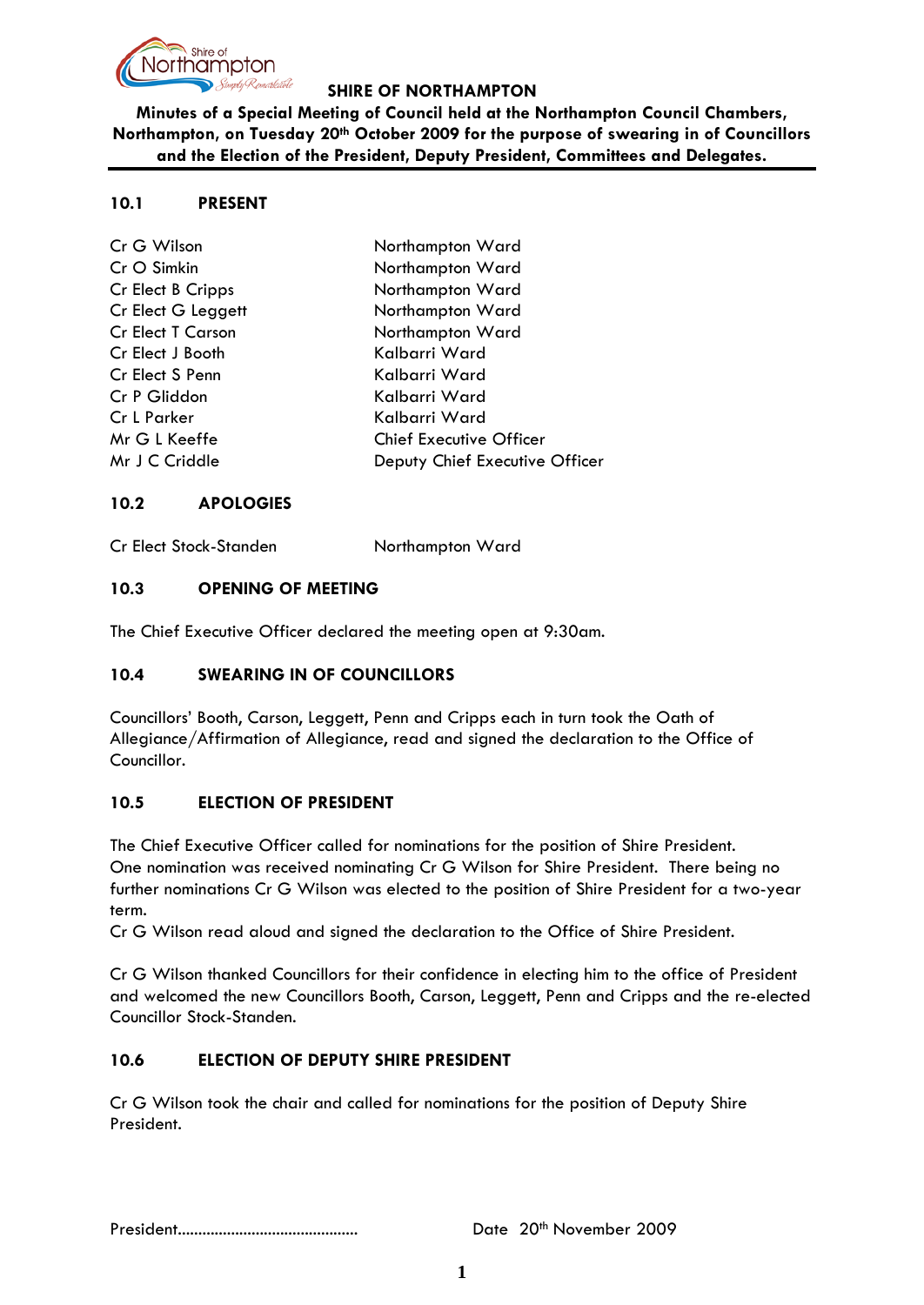# SHIRE OF NORTHAMPTON

**Minutes of a Special Meeting of Council held at the Northampton Council Chambers, Northampton, on Tuesday 20th October 2009 for the purpose of swearing in of Councillors and the Election of the President, Deputy President, Committees and Delegates.**

## 10.1 PRESENT

| | |
|---|---|
| Cr G Wilson | Northampton Ward |
| Cr O Simkin | Northampton Ward |
| Cr Elect B Cripps | Northampton Ward |
| Cr Elect G Leggett | Northampton Ward |
| Cr Elect T Carson | Northampton Ward |
| Cr Elect J Booth | Kalbarri Ward |
| Cr Elect S Penn | Kalbarri Ward |
| Cr P Gliddon | Kalbarri Ward |
| Cr L Parker | Kalbarri Ward |
| Mr G L Keeffe | Chief Executive Officer |
| Mr J C Criddle | Deputy Chief Executive Officer |

## 10.2 APOLOGIES

| | |
|---|---|
| Cr Elect Stock-Standen | Northampton Ward |

## 10.3 OPENING OF MEETING

The Chief Executive Officer declared the meeting open at 9:30am.

## 10.4 SWEARING IN OF COUNCILLORS

Councillors' Booth, Carson, Leggett, Penn and Cripps each in turn took the Oath of Allegiance/Affirmation of Allegiance, read and signed the declaration to the Office of Councillor.

## 10.5 ELECTION OF PRESIDENT

The Chief Executive Officer called for nominations for the position of Shire President. One nomination was received nominating Cr G Wilson for Shire President. There being no further nominations Cr G Wilson was elected to the position of Shire President for a two-year term.
Cr G Wilson read aloud and signed the declaration to the Office of Shire President.

Cr G Wilson thanked Councillors for their confidence in electing him to the office of President and welcomed the new Councillors Booth, Carson, Leggett, Penn and Cripps and the re-elected Councillor Stock-Standen.

## 10.6 ELECTION OF DEPUTY SHIRE PRESIDENT

Cr G Wilson took the chair and called for nominations for the position of Deputy Shire President.

President.......................................... Date 20th November 2009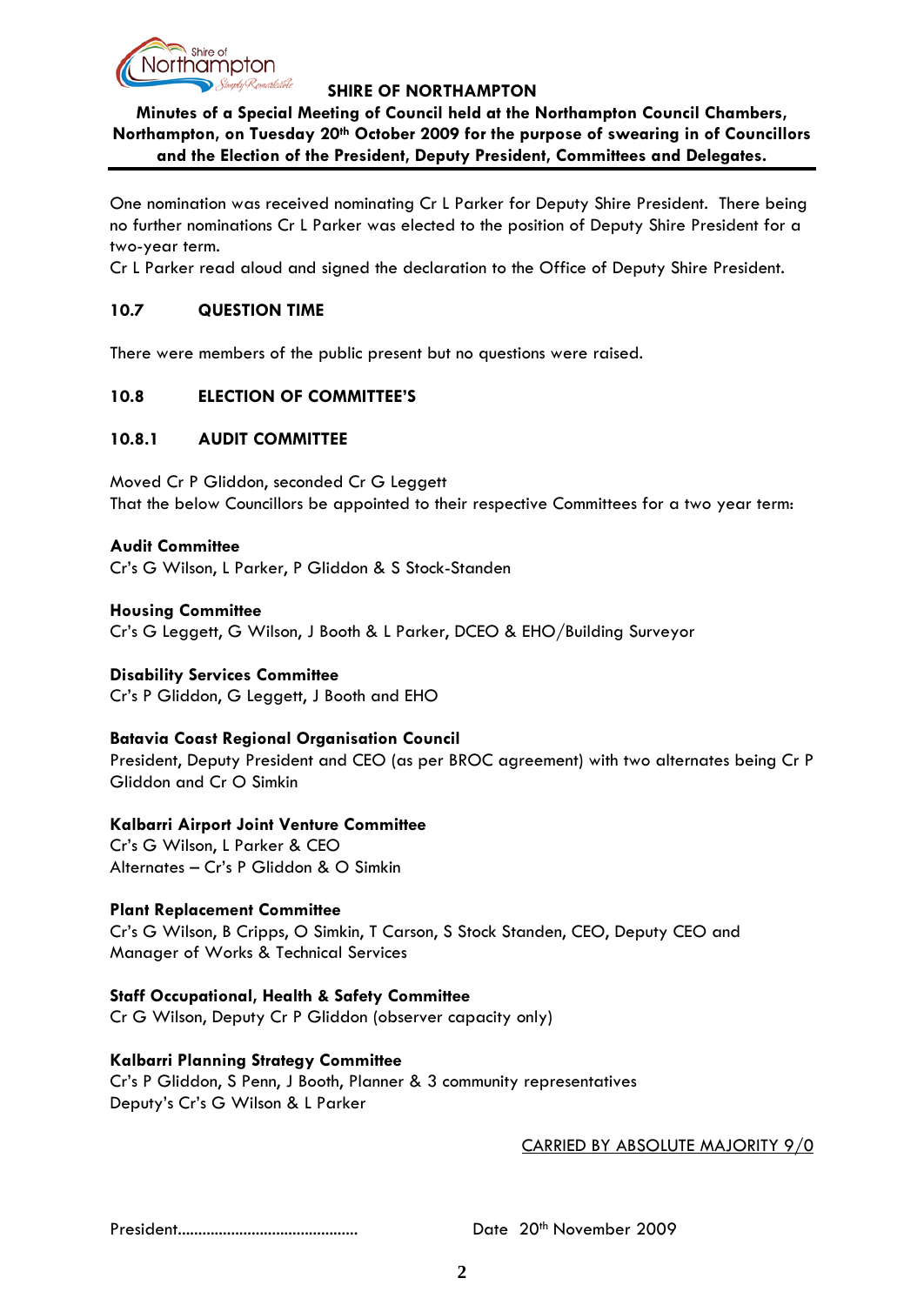One nomination was received nominating Cr L Parker for Deputy Shire President. There being no further nominations Cr L Parker was elected to the position of Deputy Shire President for a two-year term.

Cr L Parker read aloud and signed the declaration to the Office of Deputy Shire President.

### 10.7 QUESTION TIME

There were members of the public present but no questions were raised.

### 10.8 ELECTION OF COMMITTEE'S

### 10.8.1 AUDIT COMMITTEE

Moved Cr P Gliddon, seconded Cr G Leggett

That the below Councillors be appointed to their respective Committees for a two year term:

**Audit Committee**

Cr's G Wilson, L Parker, P Gliddon & S Stock-Standen

**Housing Committee**

Cr's G Leggett, G Wilson, J Booth & L Parker, DCEO & EHO/Building Surveyor

**Disability Services Committee**

Cr's P Gliddon, G Leggett, J Booth and EHO

**Batavia Coast Regional Organisation Council**

President, Deputy President and CEO (as per BROC agreement) with two alternates being Cr P Gliddon and Cr O Simkin

**Kalbarri Airport Joint Venture Committee**

Cr's G Wilson, L Parker & CEO

Alternates – Cr's P Gliddon & O Simkin

**Plant Replacement Committee**

Cr's G Wilson, B Cripps, O Simkin, T Carson, S Stock Standen, CEO, Deputy CEO and Manager of Works & Technical Services

**Staff Occupational, Health & Safety Committee**

Cr G Wilson, Deputy Cr P Gliddon (observer capacity only)

**Kalbarri Planning Strategy Committee**

Cr's P Gliddon, S Penn, J Booth, Planner & 3 community representatives

Deputy's Cr's G Wilson & L Parker

<u>CARRIED BY ABSOLUTE MAJORITY 9/0</u>

President.......................................... Date 20th November 2009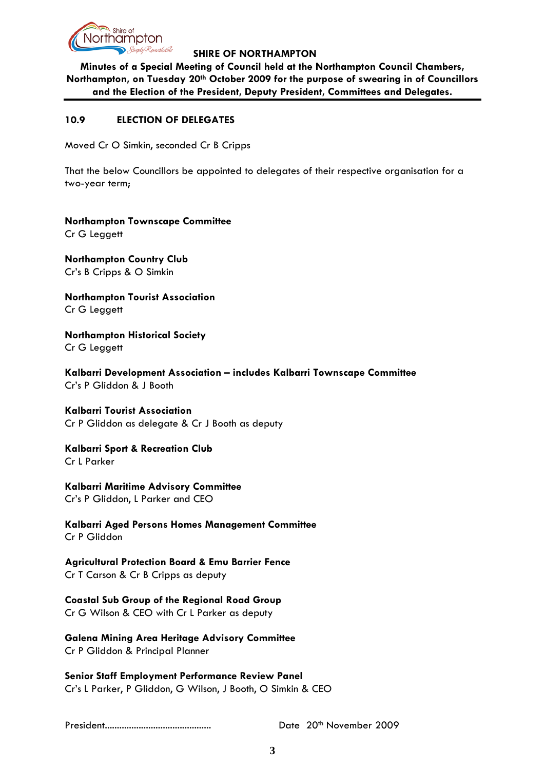## 10.9 ELECTION OF DELEGATES

Moved Cr O Simkin, seconded Cr B Cripps

That the below Councillors be appointed to delegates of their respective organisation for a two-year term;

**Northampton Townscape Committee**
Cr G Leggett

**Northampton Country Club**
Cr's B Cripps & O Simkin

**Northampton Tourist Association**
Cr G Leggett

**Northampton Historical Society**
Cr G Leggett

**Kalbarri Development Association – includes Kalbarri Townscape Committee**
Cr's P Gliddon & J Booth

**Kalbarri Tourist Association**
Cr P Gliddon as delegate & Cr J Booth as deputy

**Kalbarri Sport & Recreation Club**
Cr L Parker

**Kalbarri Maritime Advisory Committee**
Cr's P Gliddon, L Parker and CEO

**Kalbarri Aged Persons Homes Management Committee**
Cr P Gliddon

**Agricultural Protection Board & Emu Barrier Fence**
Cr T Carson & Cr B Cripps as deputy

**Coastal Sub Group of the Regional Road Group**
Cr G Wilson & CEO with Cr L Parker as deputy

**Galena Mining Area Heritage Advisory Committee**
Cr P Gliddon & Principal Planner

**Senior Staff Employment Performance Review Panel**
Cr's L Parker, P Gliddon, G Wilson, J Booth, O Simkin & CEO

President.............................................  Date 20th November 2009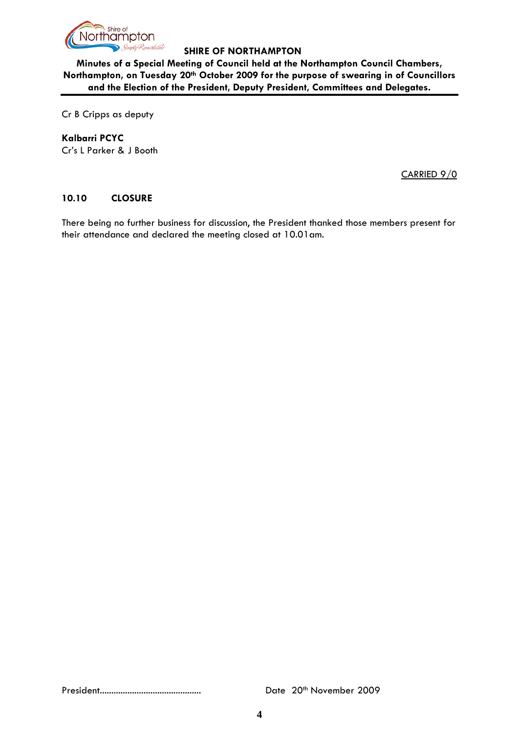Cr B Cripps as deputy

**Kalbarri PCYC**
Cr's L Parker & J Booth

CARRIED 9/0

### 10.10 CLOSURE

There being no further business for discussion, the President thanked those members present for their attendance and declared the meeting closed at 10.01am.

President………………………………………  Date 20th November 2009